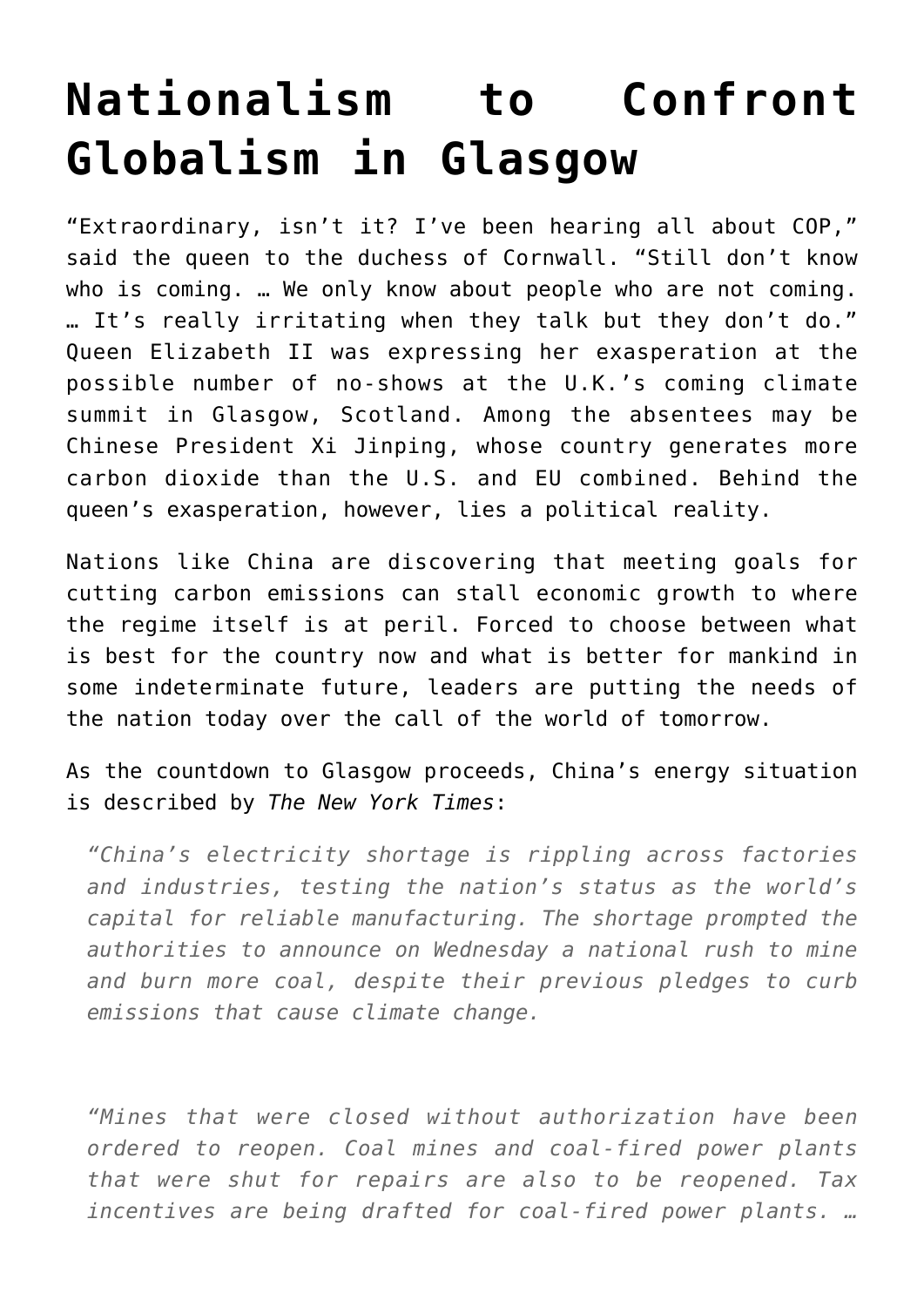# Nationalism to Confront Globalism in Glasgow

"Extraordinary, isn't it? I've been hearing all about COP," said the queen to the duchess of Cornwall. "Still don't know who is coming. … We only know about people who are not coming. … It's really irritating when they talk but they don't do." Queen Elizabeth II was expressing her exasperation at the possible number of no-shows at the U.K.'s coming climate summit in Glasgow, Scotland. Among the absentees may be Chinese President Xi Jinping, whose country generates more carbon dioxide than the U.S. and EU combined. Behind the queen's exasperation, however, lies a political reality.

Nations like China are discovering that meeting goals for cutting carbon emissions can stall economic growth to where the regime itself is at peril. Forced to choose between what is best for the country now and what is better for mankind in some indeterminate future, leaders are putting the needs of the nation today over the call of the world of tomorrow.

As the countdown to Glasgow proceeds, China's energy situation is described by *The New York Times*:

> *"China's electricity shortage is rippling across factories and industries, testing the nation's status as the world's capital for reliable manufacturing. The shortage prompted the authorities to announce on Wednesday a national rush to mine and burn more coal, despite their previous pledges to curb emissions that cause climate change.*
>
> *"Mines that were closed without authorization have been ordered to reopen. Coal mines and coal-fired power plants that were shut for repairs are also to be reopened. Tax incentives are being drafted for coal-fired power plants. …*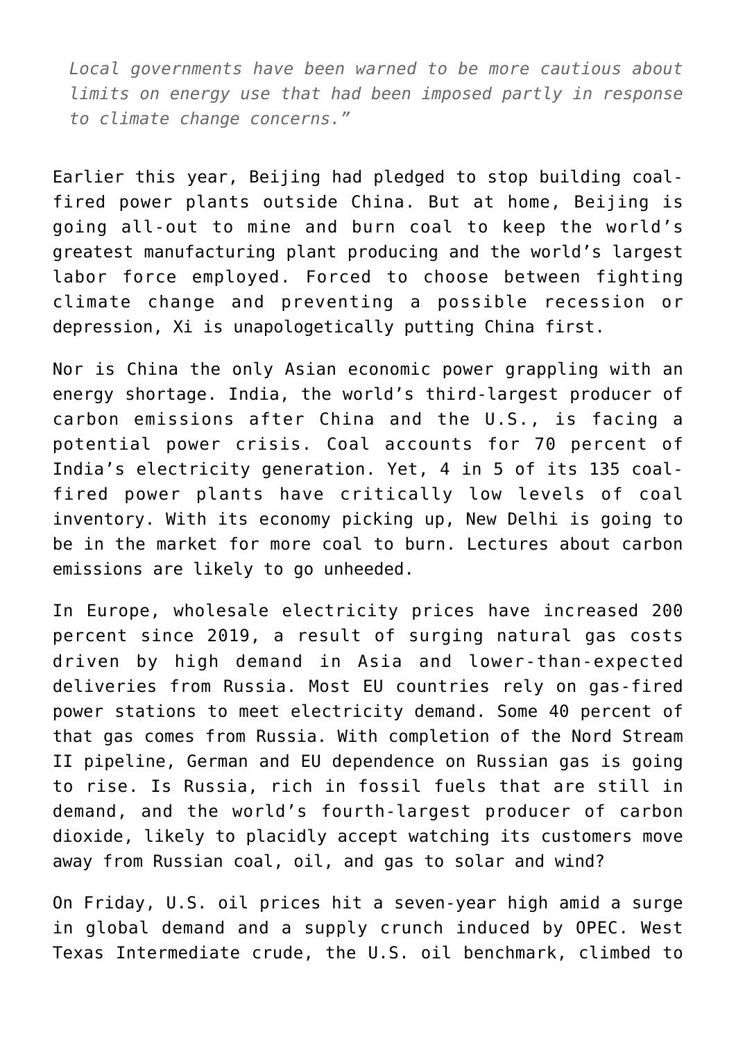*Local governments have been warned to be more cautious about limits on energy use that had been imposed partly in response to climate change concerns."*

Earlier this year, Beijing had pledged to stop building coal-fired power plants outside China. But at home, Beijing is going all-out to mine and burn coal to keep the world's greatest manufacturing plant producing and the world's largest labor force employed. Forced to choose between fighting climate change and preventing a possible recession or depression, Xi is unapologetically putting China first.

Nor is China the only Asian economic power grappling with an energy shortage. India, the world's third-largest producer of carbon emissions after China and the U.S., is facing a potential power crisis. Coal accounts for 70 percent of India's electricity generation. Yet, 4 in 5 of its 135 coal-fired power plants have critically low levels of coal inventory. With its economy picking up, New Delhi is going to be in the market for more coal to burn. Lectures about carbon emissions are likely to go unheeded.

In Europe, wholesale electricity prices have increased 200 percent since 2019, a result of surging natural gas costs driven by high demand in Asia and lower-than-expected deliveries from Russia. Most EU countries rely on gas-fired power stations to meet electricity demand. Some 40 percent of that gas comes from Russia. With completion of the Nord Stream II pipeline, German and EU dependence on Russian gas is going to rise. Is Russia, rich in fossil fuels that are still in demand, and the world's fourth-largest producer of carbon dioxide, likely to placidly accept watching its customers move away from Russian coal, oil, and gas to solar and wind?

On Friday, U.S. oil prices hit a seven-year high amid a surge in global demand and a supply crunch induced by OPEC. West Texas Intermediate crude, the U.S. oil benchmark, climbed to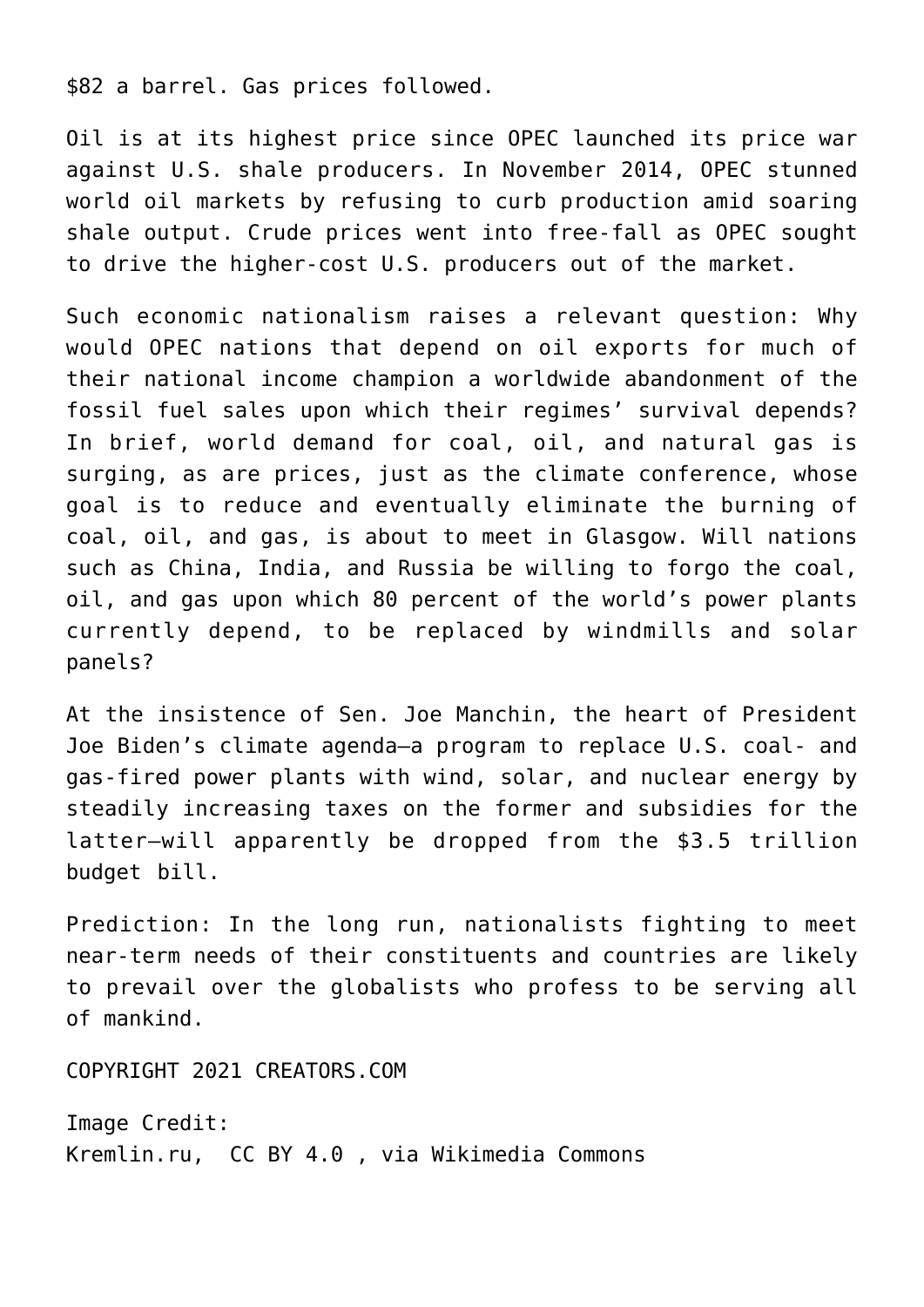$82 a barrel. Gas prices followed.

Oil is at its highest price since OPEC launched its price war against U.S. shale producers. In November 2014, OPEC stunned world oil markets by refusing to curb production amid soaring shale output. Crude prices went into free-fall as OPEC sought to drive the higher-cost U.S. producers out of the market.

Such economic nationalism raises a relevant question: Why would OPEC nations that depend on oil exports for much of their national income champion a worldwide abandonment of the fossil fuel sales upon which their regimes' survival depends? In brief, world demand for coal, oil, and natural gas is surging, as are prices, just as the climate conference, whose goal is to reduce and eventually eliminate the burning of coal, oil, and gas, is about to meet in Glasgow. Will nations such as China, India, and Russia be willing to forgo the coal, oil, and gas upon which 80 percent of the world's power plants currently depend, to be replaced by windmills and solar panels?

At the insistence of Sen. Joe Manchin, the heart of President Joe Biden's climate agenda—a program to replace U.S. coal- and gas-fired power plants with wind, solar, and nuclear energy by steadily increasing taxes on the former and subsidies for the latter—will apparently be dropped from the $3.5 trillion budget bill.

Prediction: In the long run, nationalists fighting to meet near-term needs of their constituents and countries are likely to prevail over the globalists who profess to be serving all of mankind.

COPYRIGHT 2021 CREATORS.COM

Image Credit:
Kremlin.ru, CC BY 4.0 , via Wikimedia Commons